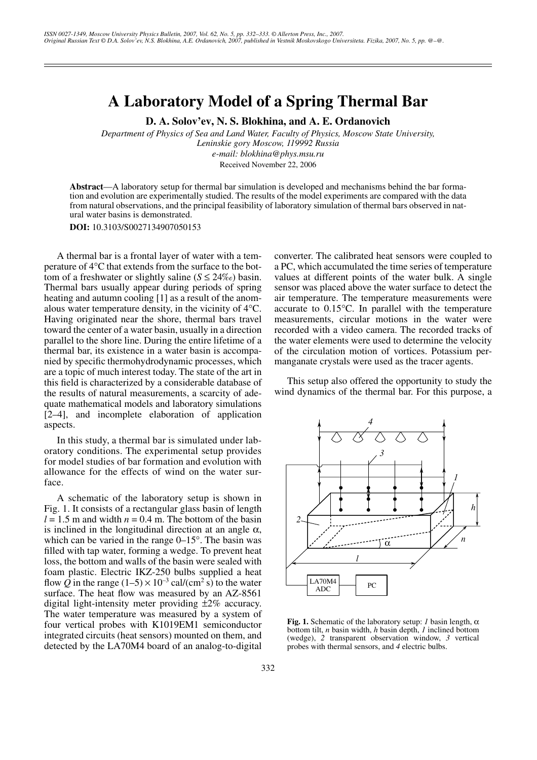# A Laboratory Model of a Spring Thermal Bar

**D. A. Solov'ev, N. S. Blokhina, and A. E. Ordanovich**

*Department of Physics of Sea and Land Water, Faculty of Physics, Moscow State University, Leninskie gory Moscow, 119992 Russia*
*e-mail: blokhina@phys.msu.ru*

Received November 22, 2006

**Abstract**—A laboratory setup for thermal bar simulation is developed and mechanisms behind the bar formation and evolution are experimentally studied. The results of the model experiments are compared with the data from natural observations, and the principal feasibility of laboratory simulation of thermal bars observed in natural water basins is demonstrated.

**DOI:** 10.3103/S0027134907050153

A thermal bar is a frontal layer of water with a temperature of 4°C that extends from the surface to the bottom of a freshwater or slightly saline ($S \leq 24‰$) basin. Thermal bars usually appear during periods of spring heating and autumn cooling [1] as a result of the anomalous water temperature density, in the vicinity of 4°C. Having originated near the shore, thermal bars travel toward the center of a water basin, usually in a direction parallel to the shore line. During the entire lifetime of a thermal bar, its existence in a water basin is accompanied by specific thermohydrodynamic processes, which are a topic of much interest today. The state of the art in this field is characterized by a considerable database of the results of natural measurements, a scarcity of adequate mathematical models and laboratory simulations [2–4], and incomplete elaboration of application aspects.

In this study, a thermal bar is simulated under laboratory conditions. The experimental setup provides for model studies of bar formation and evolution with allowance for the effects of wind on the water surface.

A schematic of the laboratory setup is shown in Fig. 1. It consists of a rectangular glass basin of length $l = 1.5$ m and width $n = 0.4$ m. The bottom of the basin is inclined in the longitudinal direction at an angle $\alpha$, which can be varied in the range 0–15°. The basin was filled with tap water, forming a wedge. To prevent heat loss, the bottom and walls of the basin were sealed with foam plastic. Electric IKZ-250 bulbs supplied a heat flow $Q$ in the range $(1–5) \times 10^{-3}$ cal/(cm$^2$ s) to the water surface. The heat flow was measured by an AZ-8561 digital light-intensity meter providing ±2% accuracy. The water temperature was measured by a system of four vertical probes with K1019EM1 semiconductor integrated circuits (heat sensors) mounted on them, and detected by the LA70M4 board of an analog-to-digital converter. The calibrated heat sensors were coupled to a PC, which accumulated the time series of temperature values at different points of the water bulk. A single sensor was placed above the water surface to detect the air temperature. The temperature measurements were accurate to 0.15°C. In parallel with the temperature measurements, circular motions in the water were recorded with a video camera. The recorded tracks of the water elements were used to determine the velocity of the circulation motion of vortices. Potassium permanganate crystals were used as the tracer agents.

This setup also offered the opportunity to study the wind dynamics of the thermal bar. For this purpose, a

**Fig. 1.** Schematic of the laboratory setup: *1* basin length, $\alpha$ bottom tilt, *n* basin width, *h* basin depth, *1* inclined bottom (wedge), *2* transparent observation window, *3* vertical probes with thermal sensors, and *4* electric bulbs.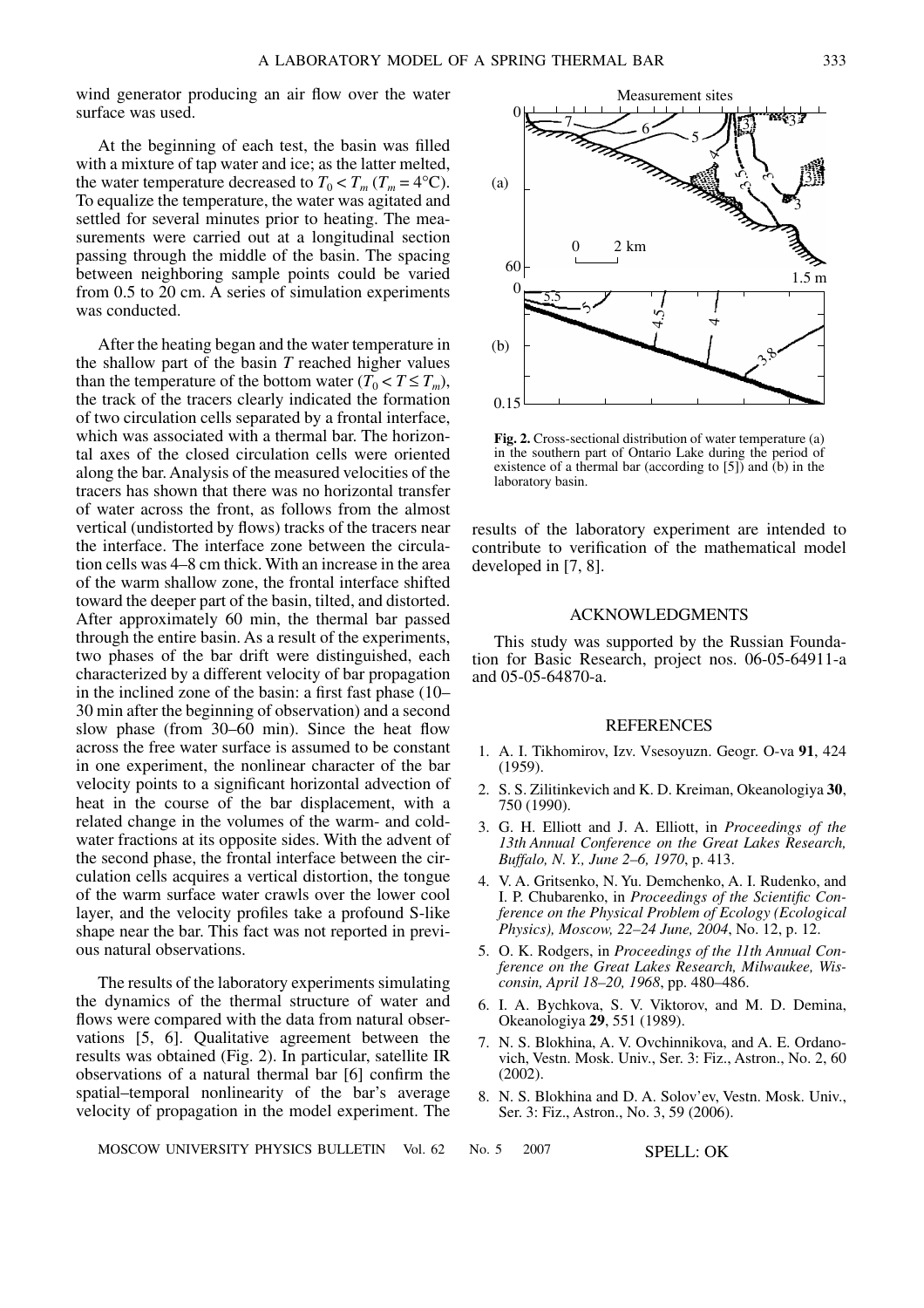wind generator producing an air flow over the water surface was used.

At the beginning of each test, the basin was filled with a mixture of tap water and ice; as the latter melted, the water temperature decreased to $T_0 < T_m$ ($T_m = 4°C$). To equalize the temperature, the water was agitated and settled for several minutes prior to heating. The measurements were carried out at a longitudinal section passing through the middle of the basin. The spacing between neighboring sample points could be varied from 0.5 to 20 cm. A series of simulation experiments was conducted.

After the heating began and the water temperature in the shallow part of the basin $T$ reached higher values than the temperature of the bottom water ($T_0 < T \leq T_m$), the track of the tracers clearly indicated the formation of two circulation cells separated by a frontal interface, which was associated with a thermal bar. The horizontal axes of the closed circulation cells were oriented along the bar. Analysis of the measured velocities of the tracers has shown that there was no horizontal transfer of water across the front, as follows from the almost vertical (undistorted by flows) tracks of the tracers near the interface. The interface zone between the circulation cells was 4–8 cm thick. With an increase in the area of the warm shallow zone, the frontal interface shifted toward the deeper part of the basin, tilted, and distorted. After approximately 60 min, the thermal bar passed through the entire basin. As a result of the experiments, two phases of the bar drift were distinguished, each characterized by a different velocity of bar propagation in the inclined zone of the basin: a first fast phase (10–30 min after the beginning of observation) and a second slow phase (from 30–60 min). Since the heat flow across the free water surface is assumed to be constant in one experiment, the nonlinear character of the bar velocity points to a significant horizontal advection of heat in the course of the bar displacement, with a related change in the volumes of the warm- and cold-water fractions at its opposite sides. With the advent of the second phase, the frontal interface between the circulation cells acquires a vertical distortion, the tongue of the warm surface water crawls over the lower cool layer, and the velocity profiles take a profound S-like shape near the bar. This fact was not reported in previous natural observations.

The results of the laboratory experiments simulating the dynamics of the thermal structure of water and flows were compared with the data from natural observations [5, 6]. Qualitative agreement between the results was obtained (Fig. 2). In particular, satellite IR observations of a natural thermal bar [6] confirm the spatial–temporal nonlinearity of the bar's average velocity of propagation in the model experiment. The results of the laboratory experiment are intended to contribute to verification of the mathematical model developed in [7, 8].

Measurement sites
0
7
6
5
4
3.5
3
3
3
3
(a)
0 2 km
60
1.5 m
0
5.5
5
4.5
4
(b)
3.8
0.15

**Fig. 2.** Cross-sectional distribution of water temperature (a) in the southern part of Ontario Lake during the period of existence of a thermal bar (according to [5]) and (b) in the laboratory basin.

## ACKNOWLEDGMENTS

This study was supported by the Russian Foundation for Basic Research, project nos. 06-05-64911-a and 05-05-64870-a.

## REFERENCES

1. A. I. Tikhomirov, Izv. Vsesoyuzn. Geogr. O-va **91**, 424 (1959).
2. S. S. Zilitinkevich and K. D. Kreiman, Okeanologiya **30**, 750 (1990).
3. G. H. Elliott and J. A. Elliott, in *Proceedings of the 13th Annual Conference on the Great Lakes Research, Buffalo, N. Y., June 2–6, 1970*, p. 413.
4. V. A. Gritsenko, N. Yu. Demchenko, A. I. Rudenko, and I. P. Chubarenko, in *Proceedings of the Scientific Conference on the Physical Problem of Ecology (Ecological Physics), Moscow, 22–24 June, 2004*, No. 12, p. 12.
5. O. K. Rodgers, in *Proceedings of the 11th Annual Conference on the Great Lakes Research, Milwaukee, Wisconsin, April 18–20, 1968*, pp. 480–486.
6. I. A. Bychkova, S. V. Viktorov, and M. D. Demina, Okeanologiya **29**, 551 (1989).
7. N. S. Blokhina, A. V. Ovchinnikova, and A. E. Ordanovich, Vestn. Mosk. Univ., Ser. 3: Fiz., Astron., No. 2, 60 (2002).
8. N. S. Blokhina and D. A. Solov'ev, Vestn. Mosk. Univ., Ser. 3: Fiz., Astron., No. 3, 59 (2006).

SPELL: OK